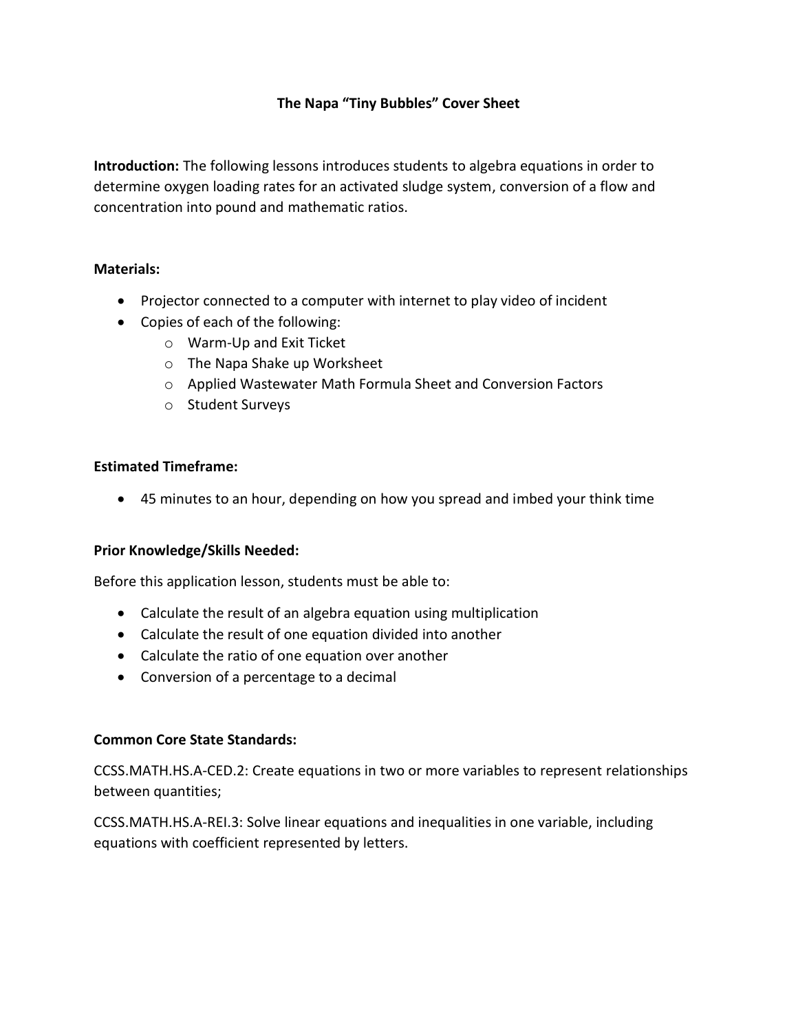# The Napa "Tiny Bubbles" Cover Sheet

**Introduction:** The following lessons introduces students to algebra equations in order to determine oxygen loading rates for an activated sludge system, conversion of a flow and concentration into pound and mathematic ratios.

**Materials:**

- Projector connected to a computer with internet to play video of incident
- Copies of each of the following:
  - Warm-Up and Exit Ticket
  - The Napa Shake up Worksheet
  - Applied Wastewater Math Formula Sheet and Conversion Factors
  - Student Surveys

**Estimated Timeframe:**

- 45 minutes to an hour, depending on how you spread and imbed your think time

**Prior Knowledge/Skills Needed:**

Before this application lesson, students must be able to:

- Calculate the result of an algebra equation using multiplication
- Calculate the result of one equation divided into another
- Calculate the ratio of one equation over another
- Conversion of a percentage to a decimal

**Common Core State Standards:**

CCSS.MATH.HS.A-CED.2: Create equations in two or more variables to represent relationships between quantities;

CCSS.MATH.HS.A-REI.3: Solve linear equations and inequalities in one variable, including equations with coefficient represented by letters.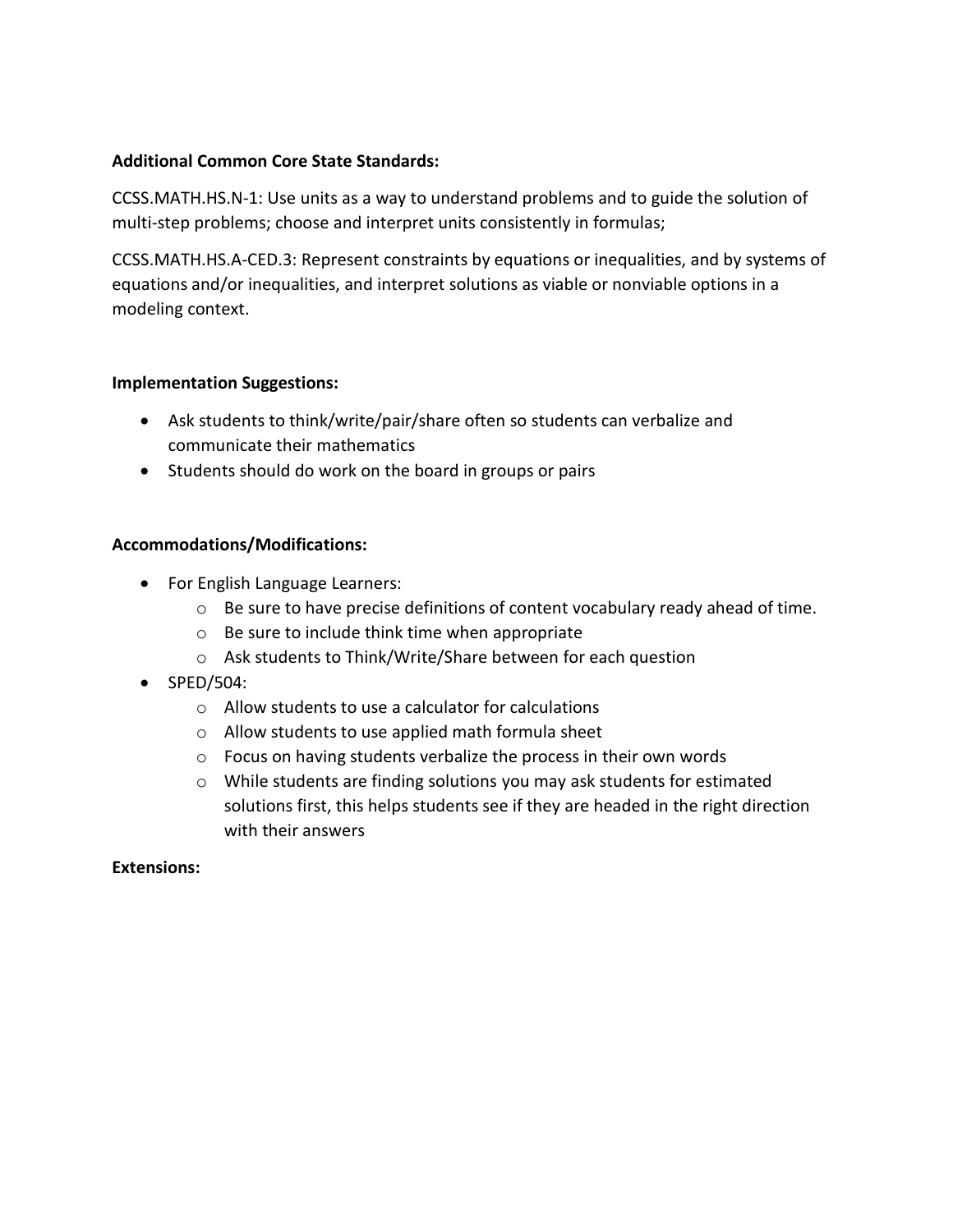**Additional Common Core State Standards:**

CCSS.MATH.HS.N-1: Use units as a way to understand problems and to guide the solution of multi-step problems; choose and interpret units consistently in formulas;

CCSS.MATH.HS.A-CED.3: Represent constraints by equations or inequalities, and by systems of equations and/or inequalities, and interpret solutions as viable or nonviable options in a modeling context.

**Implementation Suggestions:**

- Ask students to think/write/pair/share often so students can verbalize and communicate their mathematics
- Students should do work on the board in groups or pairs

**Accommodations/Modifications:**

- For English Language Learners:
  - Be sure to have precise definitions of content vocabulary ready ahead of time.
  - Be sure to include think time when appropriate
  - Ask students to Think/Write/Share between for each question
- SPED/504:
  - Allow students to use a calculator for calculations
  - Allow students to use applied math formula sheet
  - Focus on having students verbalize the process in their own words
  - While students are finding solutions you may ask students for estimated solutions first, this helps students see if they are headed in the right direction with their answers

**Extensions:**